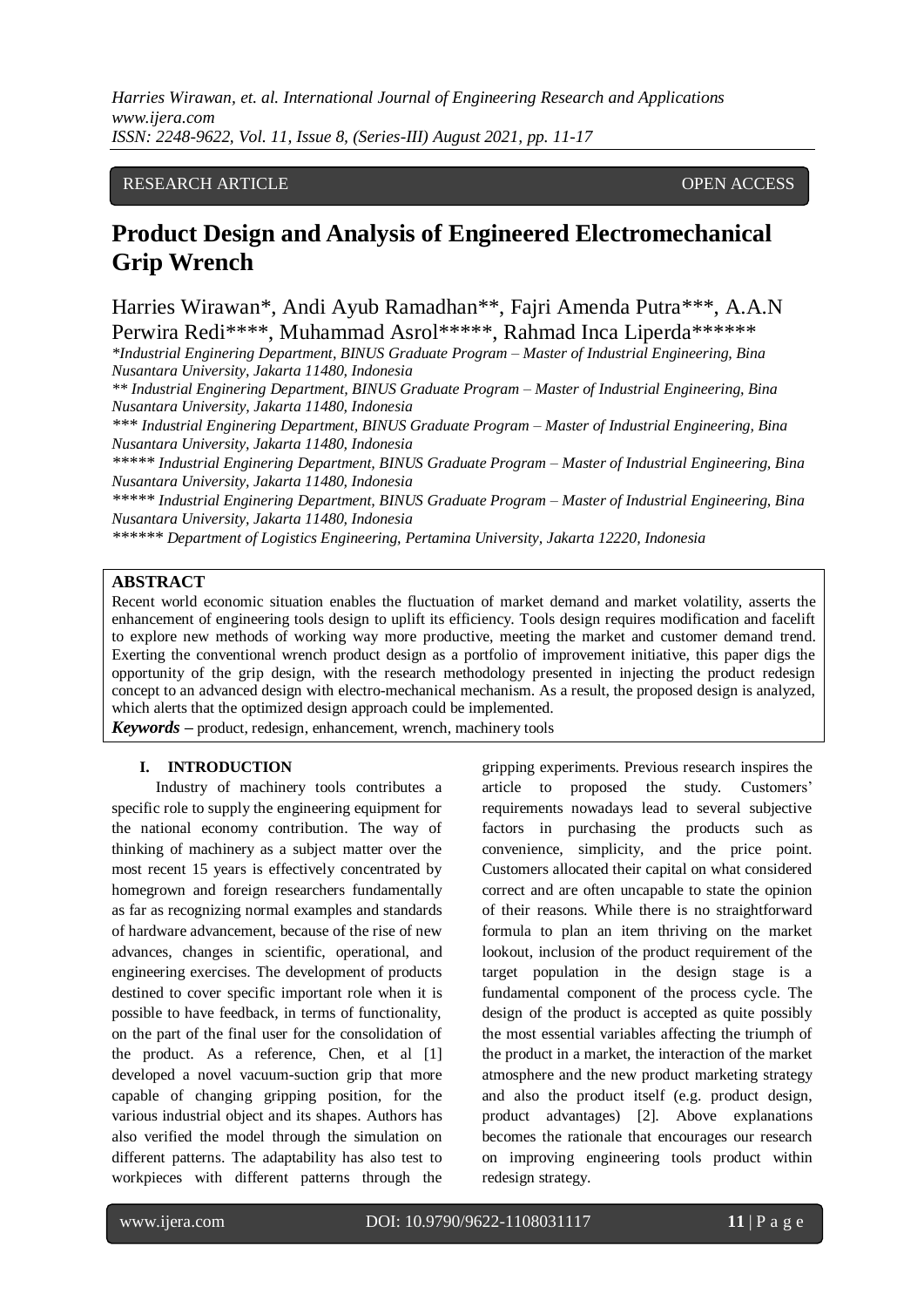RESEARCH ARTICLE OPEN ACCESS

# Product Design and Analysis of Engineered Electromechanical Grip Wrench

Harries Wirawan*, Andi Ayub Ramadhan**, Fajri Amenda Putra***, A.A.N Perwira Redi****, Muhammad Asrol*****, Rahmad Inca Liperda******

*\*Industrial Enginering Department, BINUS Graduate Program – Master of Industrial Engineering, Bina Nusantara University, Jakarta 11480, Indonesia*

*\*\* Industrial Enginering Department, BINUS Graduate Program – Master of Industrial Engineering, Bina Nusantara University, Jakarta 11480, Indonesia*

*\*\*\* Industrial Enginering Department, BINUS Graduate Program – Master of Industrial Engineering, Bina Nusantara University, Jakarta 11480, Indonesia*

*\*\*\*\*\* Industrial Enginering Department, BINUS Graduate Program – Master of Industrial Engineering, Bina Nusantara University, Jakarta 11480, Indonesia*

*\*\*\*\*\* Industrial Enginering Department, BINUS Graduate Program – Master of Industrial Engineering, Bina Nusantara University, Jakarta 11480, Indonesia*

*\*\*\*\*\*\* Department of Logistics Engineering, Pertamina University, Jakarta 12220, Indonesia*

## ABSTRACT

Recent world economic situation enables the fluctuation of market demand and market volatility, asserts the enhancement of engineering tools design to uplift its efficiency. Tools design requires modification and facelift to explore new methods of working way more productive, meeting the market and customer demand trend. Exerting the conventional wrench product design as a portfolio of improvement initiative, this paper digs the opportunity of the grip design, with the research methodology presented in injecting the product redesign concept to an advanced design with electro-mechanical mechanism. As a result, the proposed design is analyzed, which alerts that the optimized design approach could be implemented.

***Keywords –*** product, redesign, enhancement, wrench, machinery tools

## I. INTRODUCTION

Industry of machinery tools contributes a specific role to supply the engineering equipment for the national economy contribution. The way of thinking of machinery as a subject matter over the most recent 15 years is effectively concentrated by homegrown and foreign researchers fundamentally as far as recognizing normal examples and standards of hardware advancement, because of the rise of new advances, changes in scientific, operational, and engineering exercises. The development of products destined to cover specific important role when it is possible to have feedback, in terms of functionality, on the part of the final user for the consolidation of the product. As a reference, Chen, et al [1] developed a novel vacuum-suction grip that more capable of changing gripping position, for the various industrial object and its shapes. Authors has also verified the model through the simulation on different patterns. The adaptability has also test to workpieces with different patterns through the gripping experiments. Previous research inspires the article to proposed the study. Customers' requirements nowadays lead to several subjective factors in purchasing the products such as convenience, simplicity, and the price point. Customers allocated their capital on what considered correct and are often uncapable to state the opinion of their reasons. While there is no straightforward formula to plan an item thriving on the market lookout, inclusion of the product requirement of the target population in the design stage is a fundamental component of the process cycle. The design of the product is accepted as quite possibly the most essential variables affecting the triumph of the product in a market, the interaction of the market atmosphere and the new product marketing strategy and also the product itself (e.g. product design, product advantages) [2]. Above explanations becomes the rationale that encourages our research on improving engineering tools product within redesign strategy.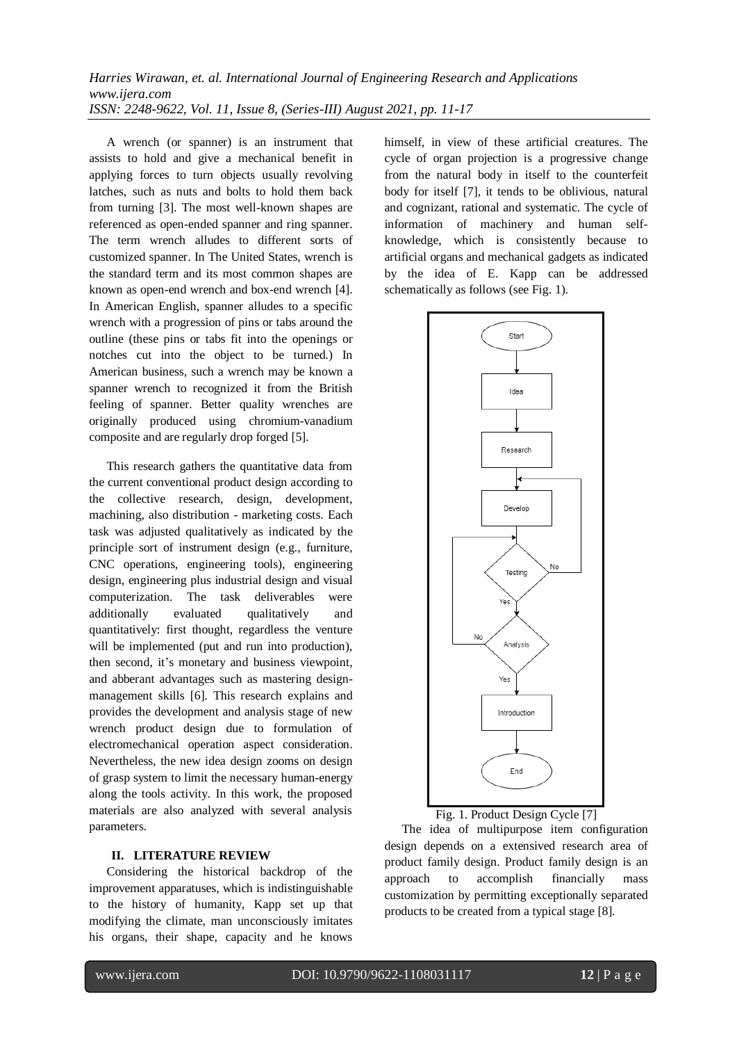A wrench (or spanner) is an instrument that assists to hold and give a mechanical benefit in applying forces to turn objects usually revolving latches, such as nuts and bolts to hold them back from turning [3]. The most well-known shapes are referenced as open-ended spanner and ring spanner. The term wrench alludes to different sorts of customized spanner. In The United States, wrench is the standard term and its most common shapes are known as open-end wrench and box-end wrench [4]. In American English, spanner alludes to a specific wrench with a progression of pins or tabs around the outline (these pins or tabs fit into the openings or notches cut into the object to be turned.) In American business, such a wrench may be known a spanner wrench to recognized it from the British feeling of spanner. Better quality wrenches are originally produced using chromium-vanadium composite and are regularly drop forged [5].

This research gathers the quantitative data from the current conventional product design according to the collective research, design, development, machining, also distribution - marketing costs. Each task was adjusted qualitatively as indicated by the principle sort of instrument design (e.g., furniture, CNC operations, engineering tools), engineering design, engineering plus industrial design and visual computerization. The task deliverables were additionally evaluated qualitatively and quantitatively: first thought, regardless the venture will be implemented (put and run into production), then second, it's monetary and business viewpoint, and abberant advantages such as mastering design-management skills [6]. This research explains and provides the development and analysis stage of new wrench product design due to formulation of electromechanical operation aspect consideration. Nevertheless, the new idea design zooms on design of grasp system to limit the necessary human-energy along the tools activity. In this work, the proposed materials are also analyzed with several analysis parameters.

## II. LITERATURE REVIEW

Considering the historical backdrop of the improvement apparatuses, which is indistinguishable to the history of humanity, Kapp set up that modifying the climate, man unconsciously imitates his organs, their shape, capacity and he knows himself, in view of these artificial creatures. The cycle of organ projection is a progressive change from the natural body in itself to the counterfeit body for itself [7], it tends to be oblivious, natural and cognizant, rational and systematic. The cycle of information of machinery and human self-knowledge, which is consistently because to artificial organs and mechanical gadgets as indicated by the idea of E. Kapp can be addressed schematically as follows (see Fig. 1).

Start → Idea → Research → Develop → Testing (No → Develop; Yes →) Analysis (No → Testing; Yes →) Introduction → End

Fig. 1. Product Design Cycle [7]

The idea of multipurpose item configuration design depends on a extensived research area of product family design. Product family design is an approach to accomplish financially mass customization by permitting exceptionally separated products to be created from a typical stage [8].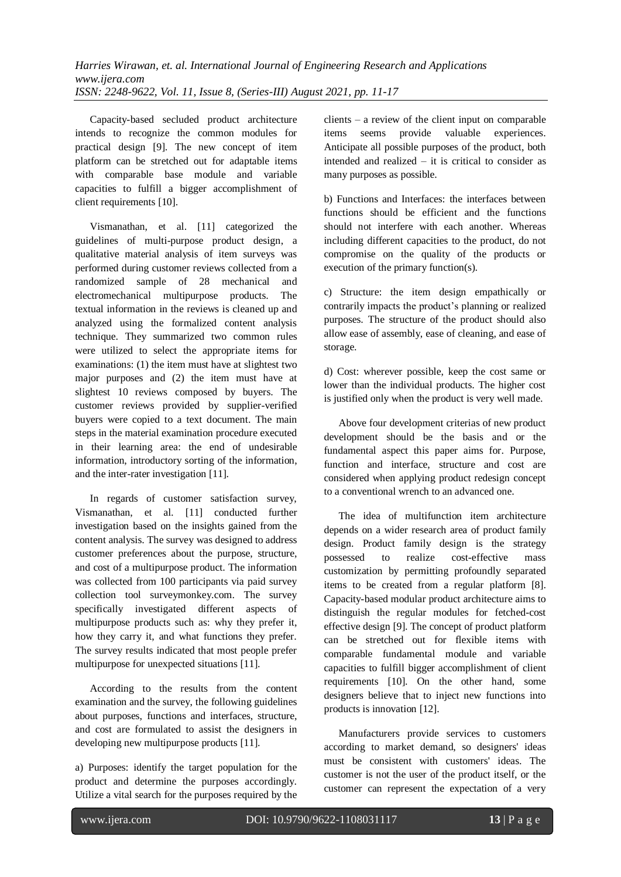Capacity-based secluded product architecture intends to recognize the common modules for practical design [9]. The new concept of item platform can be stretched out for adaptable items with comparable base module and variable capacities to fulfill a bigger accomplishment of client requirements [10].

Vismanathan, et al. [11] categorized the guidelines of multi-purpose product design, a qualitative material analysis of item surveys was performed during customer reviews collected from a randomized sample of 28 mechanical and electromechanical multipurpose products. The textual information in the reviews is cleaned up and analyzed using the formalized content analysis technique. They summarized two common rules were utilized to select the appropriate items for examinations: (1) the item must have at slightest two major purposes and (2) the item must have at slightest 10 reviews composed by buyers. The customer reviews provided by supplier-verified buyers were copied to a text document. The main steps in the material examination procedure executed in their learning area: the end of undesirable information, introductory sorting of the information, and the inter-rater investigation [11].

In regards of customer satisfaction survey, Vismanathan, et al. [11] conducted further investigation based on the insights gained from the content analysis. The survey was designed to address customer preferences about the purpose, structure, and cost of a multipurpose product. The information was collected from 100 participants via paid survey collection tool surveymonkey.com. The survey specifically investigated different aspects of multipurpose products such as: why they prefer it, how they carry it, and what functions they prefer. The survey results indicated that most people prefer multipurpose for unexpected situations [11].

According to the results from the content examination and the survey, the following guidelines about purposes, functions and interfaces, structure, and cost are formulated to assist the designers in developing new multipurpose products [11].

a) Purposes: identify the target population for the product and determine the purposes accordingly. Utilize a vital search for the purposes required by the clients – a review of the client input on comparable items seems provide valuable experiences. Anticipate all possible purposes of the product, both intended and realized – it is critical to consider as many purposes as possible.

b) Functions and Interfaces: the interfaces between functions should be efficient and the functions should not interfere with each another. Whereas including different capacities to the product, do not compromise on the quality of the products or execution of the primary function(s).

c) Structure: the item design empathically or contrarily impacts the product's planning or realized purposes. The structure of the product should also allow ease of assembly, ease of cleaning, and ease of storage.

d) Cost: wherever possible, keep the cost same or lower than the individual products. The higher cost is justified only when the product is very well made.

Above four development criterias of new product development should be the basis and or the fundamental aspect this paper aims for. Purpose, function and interface, structure and cost are considered when applying product redesign concept to a conventional wrench to an advanced one.

The idea of multifunction item architecture depends on a wider research area of product family design. Product family design is the strategy possessed to realize cost-effective mass customization by permitting profoundly separated items to be created from a regular platform [8]. Capacity-based modular product architecture aims to distinguish the regular modules for fetched-cost effective design [9]. The concept of product platform can be stretched out for flexible items with comparable fundamental module and variable capacities to fulfill bigger accomplishment of client requirements [10]. On the other hand, some designers believe that to inject new functions into products is innovation [12].

Manufacturers provide services to customers according to market demand, so designers' ideas must be consistent with customers' ideas. The customer is not the user of the product itself, or the customer can represent the expectation of a very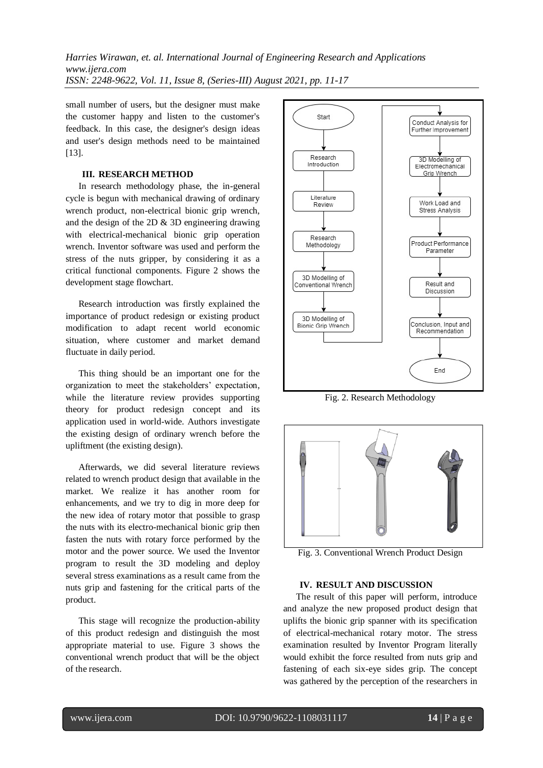small number of users, but the designer must make the customer happy and listen to the customer's feedback. In this case, the designer's design ideas and user's design methods need to be maintained [13].

## III. RESEARCH METHOD

In research methodology phase, the in-general cycle is begun with mechanical drawing of ordinary wrench product, non-electrical bionic grip wrench, and the design of the 2D & 3D engineering drawing with electrical-mechanical bionic grip operation wrench. Inventor software was used and perform the stress of the nuts gripper, by considering it as a critical functional components. Figure 2 shows the development stage flowchart.

Research introduction was firstly explained the importance of product redesign or existing product modification to adapt recent world economic situation, where customer and market demand fluctuate in daily period.

This thing should be an important one for the organization to meet the stakeholders' expectation, while the literature review provides supporting theory for product redesign concept and its application used in world-wide. Authors investigate the existing design of ordinary wrench before the upliftment (the existing design).

Afterwards, we did several literature reviews related to wrench product design that available in the market. We realize it has another room for enhancements, and we try to dig in more deep for the new idea of rotary motor that possible to grasp the nuts with its electro-mechanical bionic grip then fasten the nuts with rotary force performed by the motor and the power source. We used the Inventor program to result the 3D modeling and deploy several stress examinations as a result came from the nuts grip and fastening for the critical parts of the product.

This stage will recognize the production-ability of this product redesign and distinguish the most appropriate material to use. Figure 3 shows the conventional wrench product that will be the object of the research.

Start → Research Introduction → Literature Review → Research Methodology → 3D Modelling of Conventional Wrench → 3D Modelling of Bionic Grip Wrench → Conduct Analysis for Further Improvement → 3D Modelling of Electromechanical Grip Wrench → Work Load and Stress Analysis → Product Performance Parameter → Result and Discussion → Conclusion, Input and Recommendation → End

Fig. 2. Research Methodology

Fig. 3. Conventional Wrench Product Design

## IV. RESULT AND DISCUSSION

The result of this paper will perform, introduce and analyze the new proposed product design that uplifts the bionic grip spanner with its specification of electrical-mechanical rotary motor. The stress examination resulted by Inventor Program literally would exhibit the force resulted from nuts grip and fastening of each six-eye sides grip. The concept was gathered by the perception of the researchers in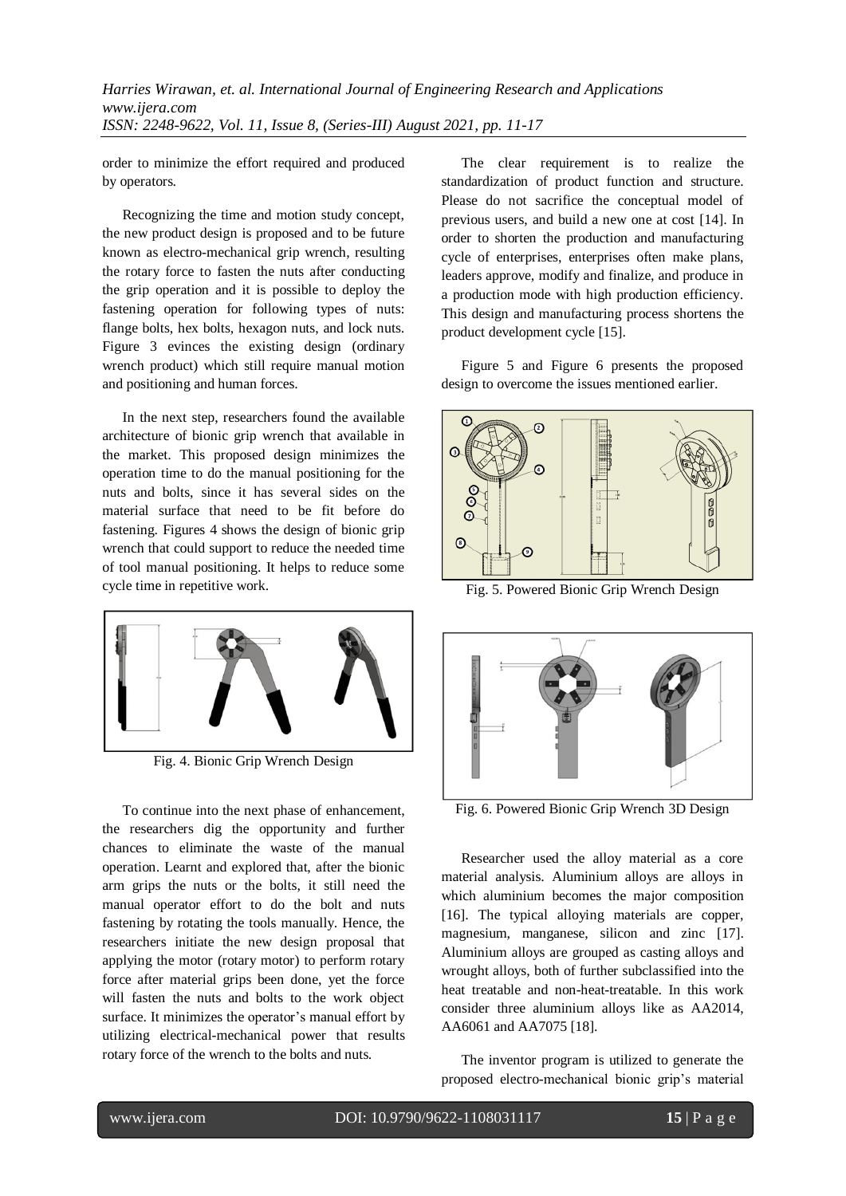order to minimize the effort required and produced by operators.

Recognizing the time and motion study concept, the new product design is proposed and to be future known as electro-mechanical grip wrench, resulting the rotary force to fasten the nuts after conducting the grip operation and it is possible to deploy the fastening operation for following types of nuts: flange bolts, hex bolts, hexagon nuts, and lock nuts. Figure 3 evinces the existing design (ordinary wrench product) which still require manual motion and positioning and human forces.

In the next step, researchers found the available architecture of bionic grip wrench that available in the market. This proposed design minimizes the operation time to do the manual positioning for the nuts and bolts, since it has several sides on the material surface that need to be fit before do fastening. Figures 4 shows the design of bionic grip wrench that could support to reduce the needed time of tool manual positioning. It helps to reduce some cycle time in repetitive work.

Fig. 4. Bionic Grip Wrench Design

To continue into the next phase of enhancement, the researchers dig the opportunity and further chances to eliminate the waste of the manual operation. Learnt and explored that, after the bionic arm grips the nuts or the bolts, it still need the manual operator effort to do the bolt and nuts fastening by rotating the tools manually. Hence, the researchers initiate the new design proposal that applying the motor (rotary motor) to perform rotary force after material grips been done, yet the force will fasten the nuts and bolts to the work object surface. It minimizes the operator's manual effort by utilizing electrical-mechanical power that results rotary force of the wrench to the bolts and nuts.

The clear requirement is to realize the standardization of product function and structure. Please do not sacrifice the conceptual model of previous users, and build a new one at cost [14]. In order to shorten the production and manufacturing cycle of enterprises, enterprises often make plans, leaders approve, modify and finalize, and produce in a production mode with high production efficiency. This design and manufacturing process shortens the product development cycle [15].

Figure 5 and Figure 6 presents the proposed design to overcome the issues mentioned earlier.

Fig. 5. Powered Bionic Grip Wrench Design

Fig. 6. Powered Bionic Grip Wrench 3D Design

Researcher used the alloy material as a core material analysis. Aluminium alloys are alloys in which aluminium becomes the major composition [16]. The typical alloying materials are copper, magnesium, manganese, silicon and zinc [17]. Aluminium alloys are grouped as casting alloys and wrought alloys, both of further subclassified into the heat treatable and non-heat-treatable. In this work consider three aluminium alloys like as AA2014, AA6061 and AA7075 [18].

The inventor program is utilized to generate the proposed electro-mechanical bionic grip's material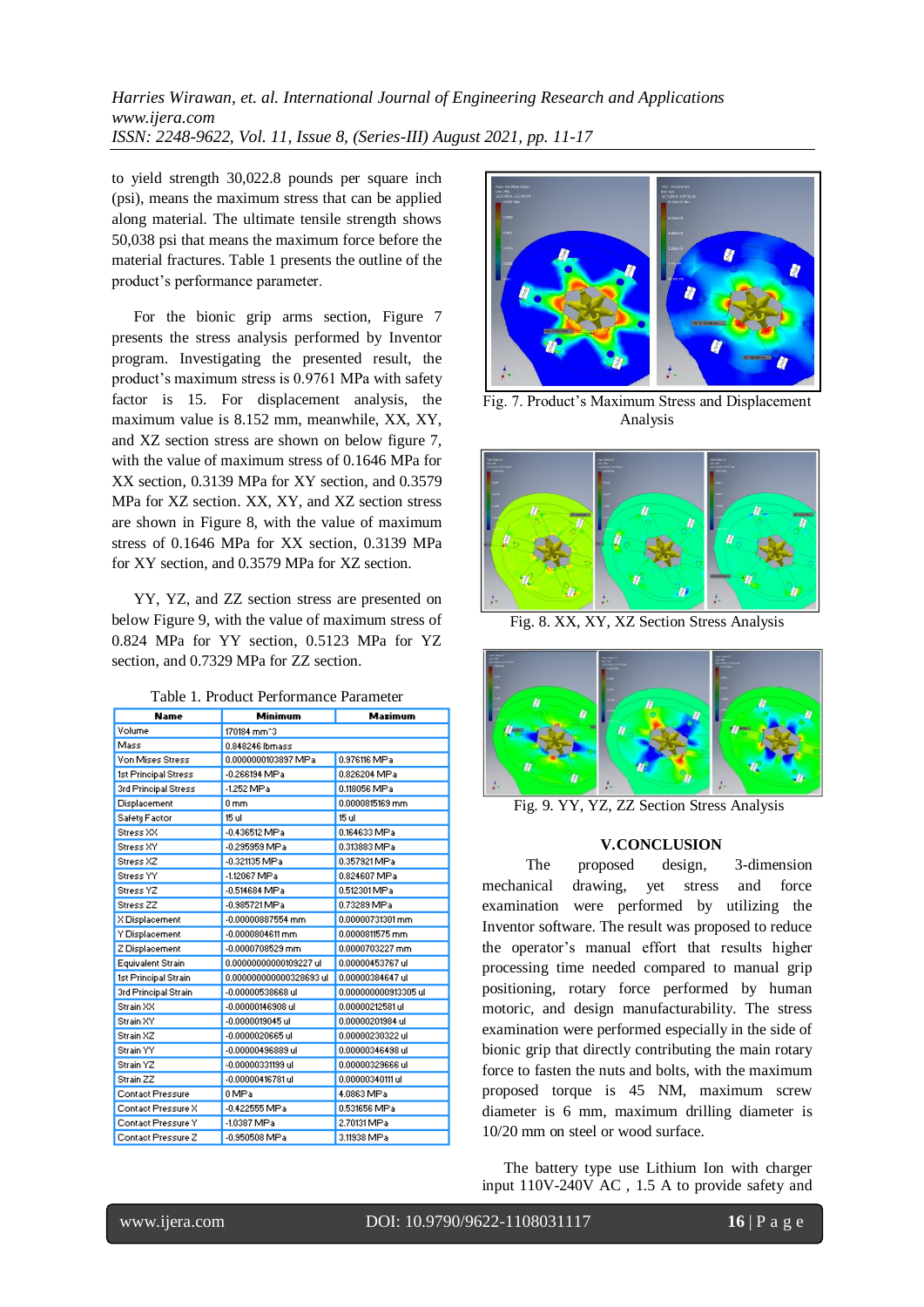to yield strength 30,022.8 pounds per square inch (psi), means the maximum stress that can be applied along material. The ultimate tensile strength shows 50,038 psi that means the maximum force before the material fractures. Table 1 presents the outline of the product's performance parameter.

For the bionic grip arms section, Figure 7 presents the stress analysis performed by Inventor program. Investigating the presented result, the product's maximum stress is 0.9761 MPa with safety factor is 15. For displacement analysis, the maximum value is 8.152 mm, meanwhile, XX, XY, and XZ section stress are shown on below figure 7, with the value of maximum stress of 0.1646 MPa for XX section, 0.3139 MPa for XY section, and 0.3579 MPa for XZ section. XX, XY, and XZ section stress are shown in Figure 8, with the value of maximum stress of 0.1646 MPa for XX section, 0.3139 MPa for XY section, and 0.3579 MPa for XZ section.

YY, YZ, and ZZ section stress are presented on below Figure 9, with the value of maximum stress of 0.824 MPa for YY section, 0.5123 MPa for YZ section, and 0.7329 MPa for ZZ section.

Table 1. Product Performance Parameter

| Name | Minimum | Maximum |
|---|---|---|
| Volume | 170184 mm^3 | |
| Mass | 0.848246 lbmass | |
| Von Mises Stress | 0.0000000103897 MPa | 0.976116 MPa |
| 1st Principal Stress | -0.266194 MPa | 0.826204 MPa |
| 3rd Principal Stress | -1.252 MPa | 0.118056 MPa |
| Displacement | 0 mm | 0.0000815169 mm |
| Safety Factor | 15 ul | 15 ul |
| Stress XX | -0.436512 MPa | 0.164633 MPa |
| Stress XY | -0.295959 MPa | 0.313883 MPa |
| Stress XZ | -0.321135 MPa | 0.357921 MPa |
| Stress YY | -1.12067 MPa | 0.824607 MPa |
| Stress YZ | -0.514684 MPa | 0.512301 MPa |
| Stress ZZ | -0.985721 MPa | 0.73289 MPa |
| X Displacement | -0.00000887554 mm | 0.00000731301 mm |
| Y Displacement | -0.0000804611 mm | 0.0000811575 mm |
| Z Displacement | -0.0000708529 mm | 0.0000703227 mm |
| Equivalent Strain | 0.000000000109227 ul | 0.00000453767 ul |
| 1st Principal Strain | 0.000000000000328693 ul | 0.00000384647 ul |
| 3rd Principal Strain | -0.00000538668 ul | 0.000000000913305 ul |
| Strain XX | -0.00000146908 ul | 0.00000212581 ul |
| Strain XY | -0.0000019045 ul | 0.00000201984 ul |
| Strain XZ | -0.0000020665 ul | 0.00000230322 ul |
| Strain YY | -0.00000496889 ul | 0.00000346498 ul |
| Strain YZ | -0.00000331199 ul | 0.00000329666 ul |
| Strain ZZ | -0.00000416781 ul | 0.00000340111 ul |
| Contact Pressure | 0 MPa | 4.0863 MPa |
| Contact Pressure X | -0.422555 MPa | 0.531656 MPa |
| Contact Pressure Y | -1.0387 MPa | 2.70131 MPa |
| Contact Pressure Z | -0.950508 MPa | 3.11938 MPa |

Fig. 7. Product's Maximum Stress and Displacement Analysis

Fig. 8. XX, XY, XZ Section Stress Analysis

Fig. 9. YY, YZ, ZZ Section Stress Analysis

## V.CONCLUSION

The proposed design, 3-dimension mechanical drawing, yet stress and force examination were performed by utilizing the Inventor software. The result was proposed to reduce the operator's manual effort that results higher processing time needed compared to manual grip positioning, rotary force performed by human motoric, and design manufacturability. The stress examination were performed especially in the side of bionic grip that directly contributing the main rotary force to fasten the nuts and bolts, with the maximum proposed torque is 45 NM, maximum screw diameter is 6 mm, maximum drilling diameter is 10/20 mm on steel or wood surface.

The battery type use Lithium Ion with charger input 110V-240V AC , 1.5 A to provide safety and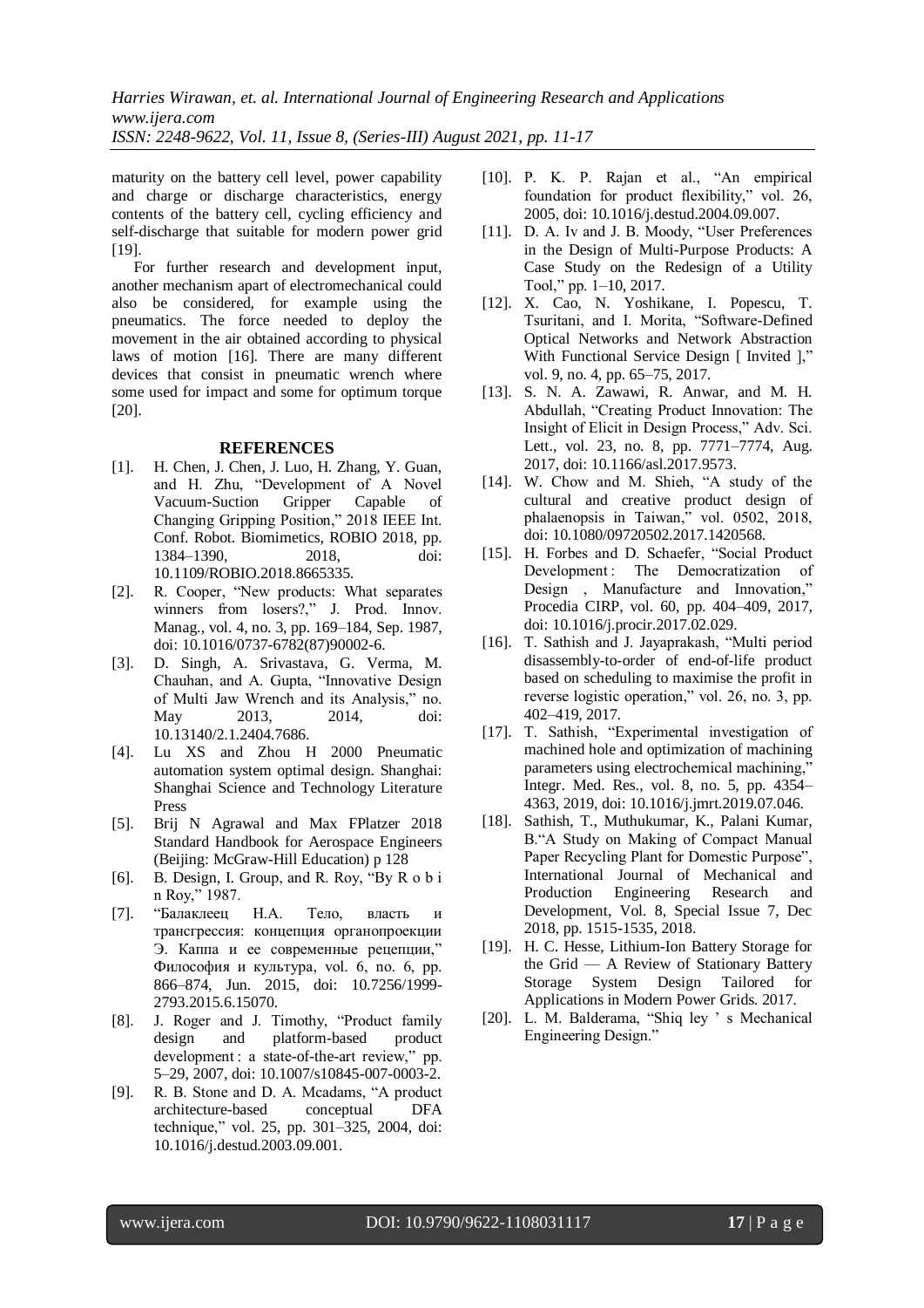maturity on the battery cell level, power capability and charge or discharge characteristics, energy contents of the battery cell, cycling efficiency and self-discharge that suitable for modern power grid [19].

For further research and development input, another mechanism apart of electromechanical could also be considered, for example using the pneumatics. The force needed to deploy the movement in the air obtained according to physical laws of motion [16]. There are many different devices that consist in pneumatic wrench where some used for impact and some for optimum torque [20].

## REFERENCES

- [1]. H. Chen, J. Chen, J. Luo, H. Zhang, Y. Guan, and H. Zhu, "Development of A Novel Vacuum-Suction Gripper Capable of Changing Gripping Position," 2018 IEEE Int. Conf. Robot. Biomimetics, ROBIO 2018, pp. 1384–1390, 2018, doi: 10.1109/ROBIO.2018.8665335.
- [2]. R. Cooper, "New products: What separates winners from losers?," J. Prod. Innov. Manag., vol. 4, no. 3, pp. 169–184, Sep. 1987, doi: 10.1016/0737-6782(87)90002-6.
- [3]. D. Singh, A. Srivastava, G. Verma, M. Chauhan, and A. Gupta, "Innovative Design of Multi Jaw Wrench and its Analysis," no. May 2013, 2014, doi: 10.13140/2.1.2404.7686.
- [4]. Lu XS and Zhou H 2000 Pneumatic automation system optimal design. Shanghai: Shanghai Science and Technology Literature Press
- [5]. Brij N Agrawal and Max FPlatzer 2018 Standard Handbook for Aerospace Engineers (Beijing: McGraw-Hill Education) p 128
- [6]. B. Design, I. Group, and R. Roy, "By R o b i n Roy," 1987.
- [7]. "Балаклеец Н.А. Тело, власть и трансгрессия: концепция органопроекции Э. Каппа и ее современные рецепции," Философия и культура, vol. 6, no. 6, pp. 866–874, Jun. 2015, doi: 10.7256/1999-2793.2015.6.15070.
- [8]. J. Roger and J. Timothy, "Product family design and platform-based product development : a state-of-the-art review," pp. 5–29, 2007, doi: 10.1007/s10845-007-0003-2.
- [9]. R. B. Stone and D. A. Mcadams, "A product architecture-based conceptual DFA technique," vol. 25, pp. 301–325, 2004, doi: 10.1016/j.destud.2003.09.001.
- [10]. P. K. P. Rajan et al., "An empirical foundation for product flexibility," vol. 26, 2005, doi: 10.1016/j.destud.2004.09.007.
- [11]. D. A. Iv and J. B. Moody, "User Preferences in the Design of Multi-Purpose Products: A Case Study on the Redesign of a Utility Tool," pp. 1–10, 2017.
- [12]. X. Cao, N. Yoshikane, I. Popescu, T. Tsuritani, and I. Morita, "Software-Defined Optical Networks and Network Abstraction With Functional Service Design [ Invited ]," vol. 9, no. 4, pp. 65–75, 2017.
- [13]. S. N. A. Zawawi, R. Anwar, and M. H. Abdullah, "Creating Product Innovation: The Insight of Elicit in Design Process," Adv. Sci. Lett., vol. 23, no. 8, pp. 7771–7774, Aug. 2017, doi: 10.1166/asl.2017.9573.
- [14]. W. Chow and M. Shieh, "A study of the cultural and creative product design of phalaenopsis in Taiwan," vol. 0502, 2018, doi: 10.1080/09720502.2017.1420568.
- [15]. H. Forbes and D. Schaefer, "Social Product Development : The Democratization of Design , Manufacture and Innovation," Procedia CIRP, vol. 60, pp. 404–409, 2017, doi: 10.1016/j.procir.2017.02.029.
- [16]. T. Sathish and J. Jayaprakash, "Multi period disassembly-to-order of end-of-life product based on scheduling to maximise the profit in reverse logistic operation," vol. 26, no. 3, pp. 402–419, 2017.
- [17]. T. Sathish, "Experimental investigation of machined hole and optimization of machining parameters using electrochemical machining," Integr. Med. Res., vol. 8, no. 5, pp. 4354–4363, 2019, doi: 10.1016/j.jmrt.2019.07.046.
- [18]. Sathish, T., Muthukumar, K., Palani Kumar, B."A Study on Making of Compact Manual Paper Recycling Plant for Domestic Purpose", International Journal of Mechanical and Production Engineering Research and Development, Vol. 8, Special Issue 7, Dec 2018, pp. 1515-1535, 2018.
- [19]. H. C. Hesse, Lithium-Ion Battery Storage for the Grid — A Review of Stationary Battery Storage System Design Tailored for Applications in Modern Power Grids. 2017.
- [20]. L. M. Balderama, "Shiq ley ' s Mechanical Engineering Design."